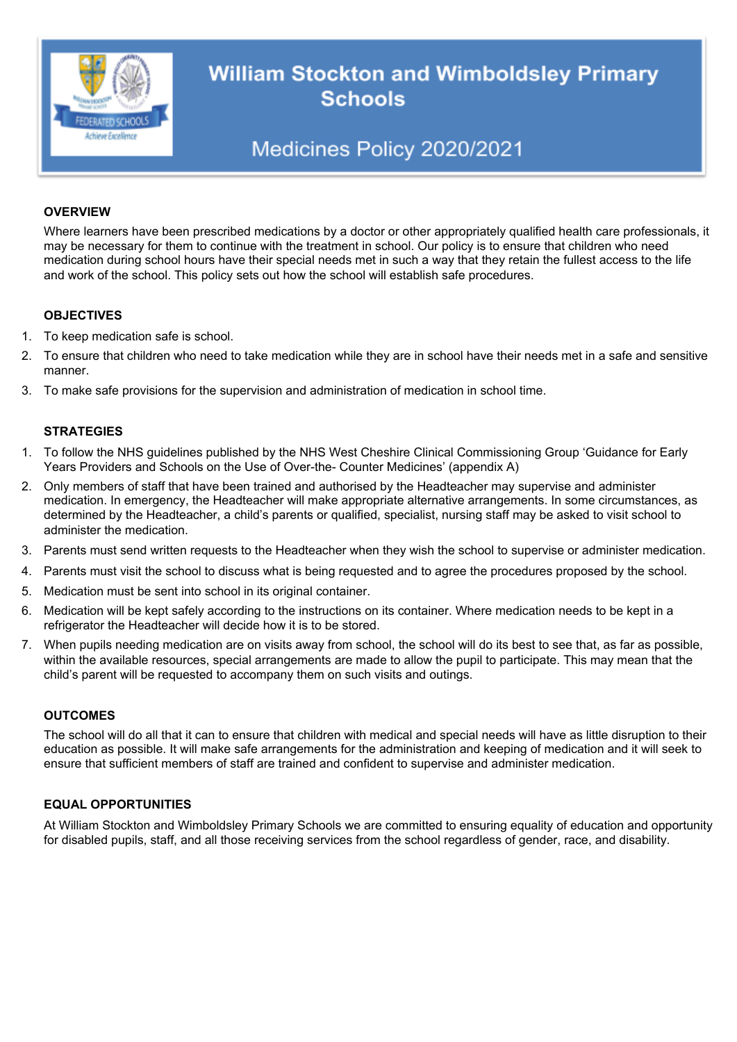# William Stockton and Wimboldsley Primary Schools

## Medicines Policy 2020/2021

### OVERVIEW

Where learners have been prescribed medications by a doctor or other appropriately qualified health care professionals, it may be necessary for them to continue with the treatment in school. Our policy is to ensure that children who need medication during school hours have their special needs met in such a way that they retain the fullest access to the life and work of the school. This policy sets out how the school will establish safe procedures.

### OBJECTIVES

1. To keep medication safe is school.
2. To ensure that children who need to take medication while they are in school have their needs met in a safe and sensitive manner.
3. To make safe provisions for the supervision and administration of medication in school time.

### STRATEGIES

1. To follow the NHS guidelines published by the NHS West Cheshire Clinical Commissioning Group 'Guidance for Early Years Providers and Schools on the Use of Over-the- Counter Medicines' (appendix A)
2. Only members of staff that have been trained and authorised by the Headteacher may supervise and administer medication. In emergency, the Headteacher will make appropriate alternative arrangements. In some circumstances, as determined by the Headteacher, a child's parents or qualified, specialist, nursing staff may be asked to visit school to administer the medication.
3. Parents must send written requests to the Headteacher when they wish the school to supervise or administer medication.
4. Parents must visit the school to discuss what is being requested and to agree the procedures proposed by the school.
5. Medication must be sent into school in its original container.
6. Medication will be kept safely according to the instructions on its container. Where medication needs to be kept in a refrigerator the Headteacher will decide how it is to be stored.
7. When pupils needing medication are on visits away from school, the school will do its best to see that, as far as possible, within the available resources, special arrangements are made to allow the pupil to participate. This may mean that the child's parent will be requested to accompany them on such visits and outings.

### OUTCOMES

The school will do all that it can to ensure that children with medical and special needs will have as little disruption to their education as possible. It will make safe arrangements for the administration and keeping of medication and it will seek to ensure that sufficient members of staff are trained and confident to supervise and administer medication.

### EQUAL OPPORTUNITIES

At William Stockton and Wimboldsley Primary Schools we are committed to ensuring equality of education and opportunity for disabled pupils, staff, and all those receiving services from the school regardless of gender, race, and disability.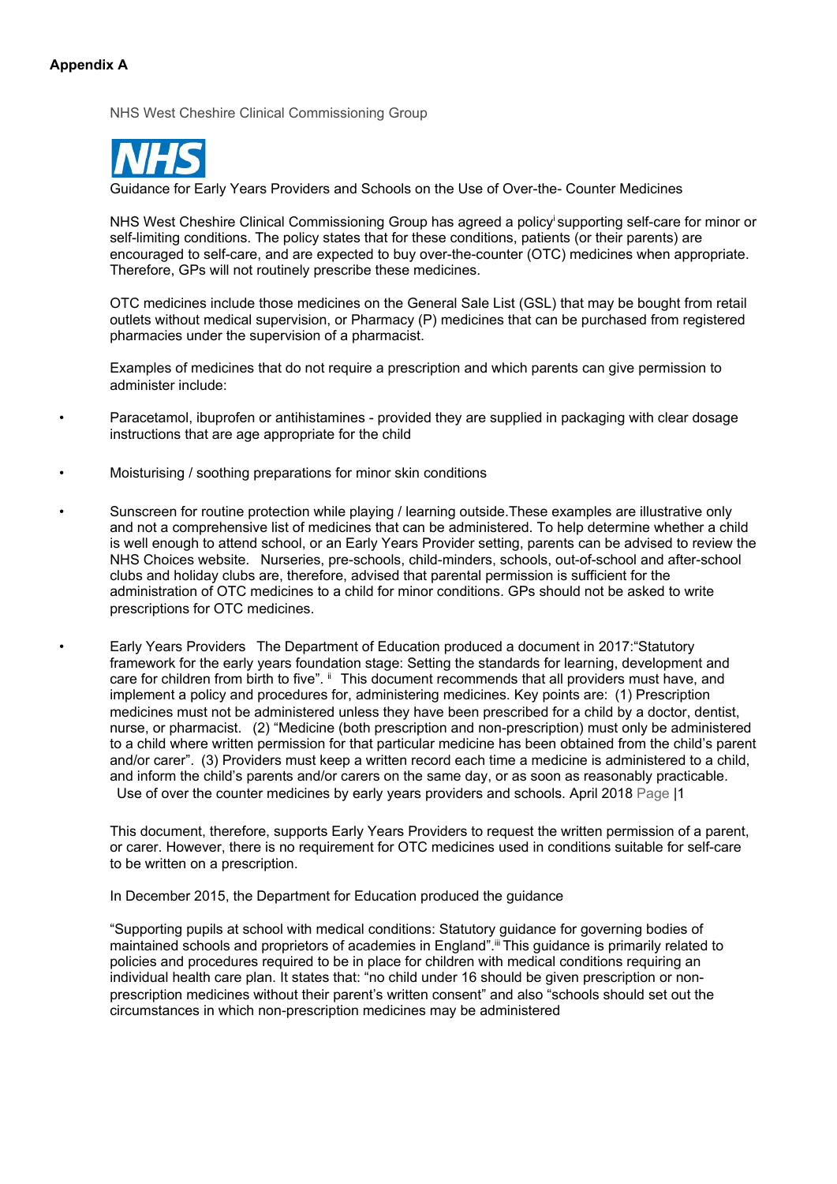**Appendix A**

NHS West Cheshire Clinical Commissioning Group

NHS

Guidance for Early Years Providers and Schools on the Use of Over-the- Counter Medicines

NHS West Cheshire Clinical Commissioning Group has agreed a policy[i] supporting self-care for minor or self-limiting conditions. The policy states that for these conditions, patients (or their parents) are encouraged to self-care, and are expected to buy over-the-counter (OTC) medicines when appropriate. Therefore, GPs will not routinely prescribe these medicines.

OTC medicines include those medicines on the General Sale List (GSL) that may be bought from retail outlets without medical supervision, or Pharmacy (P) medicines that can be purchased from registered pharmacies under the supervision of a pharmacist.

Examples of medicines that do not require a prescription and which parents can give permission to administer include:

- Paracetamol, ibuprofen or antihistamines - provided they are supplied in packaging with clear dosage instructions that are age appropriate for the child
- Moisturising / soothing preparations for minor skin conditions
- Sunscreen for routine protection while playing / learning outside.These examples are illustrative only and not a comprehensive list of medicines that can be administered. To help determine whether a child is well enough to attend school, or an Early Years Provider setting, parents can be advised to review the NHS Choices website. Nurseries, pre-schools, child-minders, schools, out-of-school and after-school clubs and holiday clubs are, therefore, advised that parental permission is sufficient for the administration of OTC medicines to a child for minor conditions. GPs should not be asked to write prescriptions for OTC medicines.
- Early Years Providers The Department of Education produced a document in 2017:"Statutory framework for the early years foundation stage: Setting the standards for learning, development and care for children from birth to five".[ii] This document recommends that all providers must have, and implement a policy and procedures for, administering medicines. Key points are: (1) Prescription medicines must not be administered unless they have been prescribed for a child by a doctor, dentist, nurse, or pharmacist. (2) "Medicine (both prescription and non-prescription) must only be administered to a child where written permission for that particular medicine has been obtained from the child's parent and/or carer". (3) Providers must keep a written record each time a medicine is administered to a child, and inform the child's parents and/or carers on the same day, or as soon as reasonably practicable.

This document, therefore, supports Early Years Providers to request the written permission of a parent, or carer. However, there is no requirement for OTC medicines used in conditions suitable for self-care to be written on a prescription.

In December 2015, the Department for Education produced the guidance

"Supporting pupils at school with medical conditions: Statutory guidance for governing bodies of maintained schools and proprietors of academies in England".[iii] This guidance is primarily related to policies and procedures required to be in place for children with medical conditions requiring an individual health care plan. It states that: "no child under 16 should be given prescription or non-prescription medicines without their parent's written consent" and also "schools should set out the circumstances in which non-prescription medicines may be administered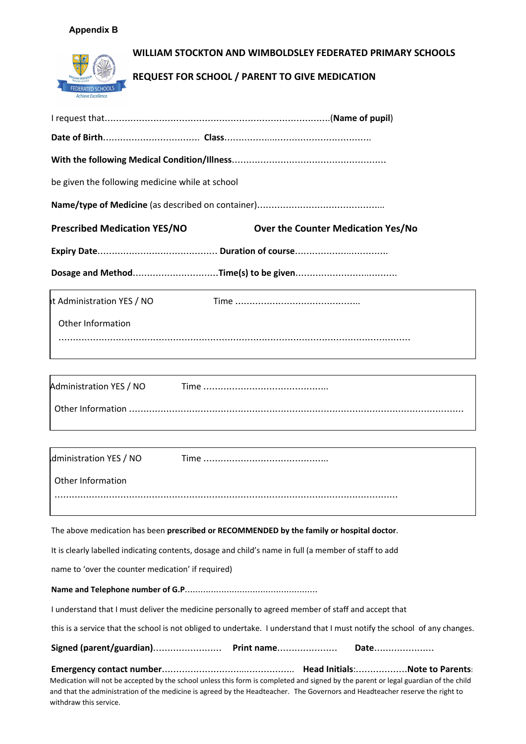**Appendix B**

## WILLIAM STOCKTON AND WIMBOLDSLEY FEDERATED PRIMARY SCHOOLS

## REQUEST FOR SCHOOL / PARENT TO GIVE MEDICATION

I request that..............................................................................(**Name of pupil**)

**Date of Birth**................................. **Class**...................................................

**With the following Medical Condition/Illness**.....................................................

be given the following medicine while at school

**Name/type of Medicine** (as described on container)............................................

**Prescribed Medication YES/NO** **Over the Counter Medication Yes/No**

**Expiry Date**......................................... **Duration of course**.................................

**Dosage and Method**..............................**Time(s) to be given**....................................

ıt Administration YES / NO Time ............................................

Other Information

............................................................................................................................

Administration YES / NO Time ............................................

Other Information .....................................................................................................

dministration YES / NO Time ............................................

Other Information

............................................................................................................................

The above medication has been **prescribed or RECOMMENDED by the family or hospital doctor**.

It is clearly labelled indicating contents, dosage and child's name in full (a member of staff to add name to 'over the counter medication' if required)

**Name and Telephone number of G.P**.................................................

I understand that I must deliver the medicine personally to agreed member of staff and accept that this is a service that the school is not obliged to undertake. I understand that I must notify the school of any changes.

**Signed (parent/guardian)**........................ **Print name**..................... **Date**.....................

**Emergency contact number**............................................. **Head Initials**:.................**Note to Parents**: Medication will not be accepted by the school unless this form is completed and signed by the parent or legal guardian of the child and that the administration of the medicine is agreed by the Headteacher. The Governors and Headteacher reserve the right to withdraw this service.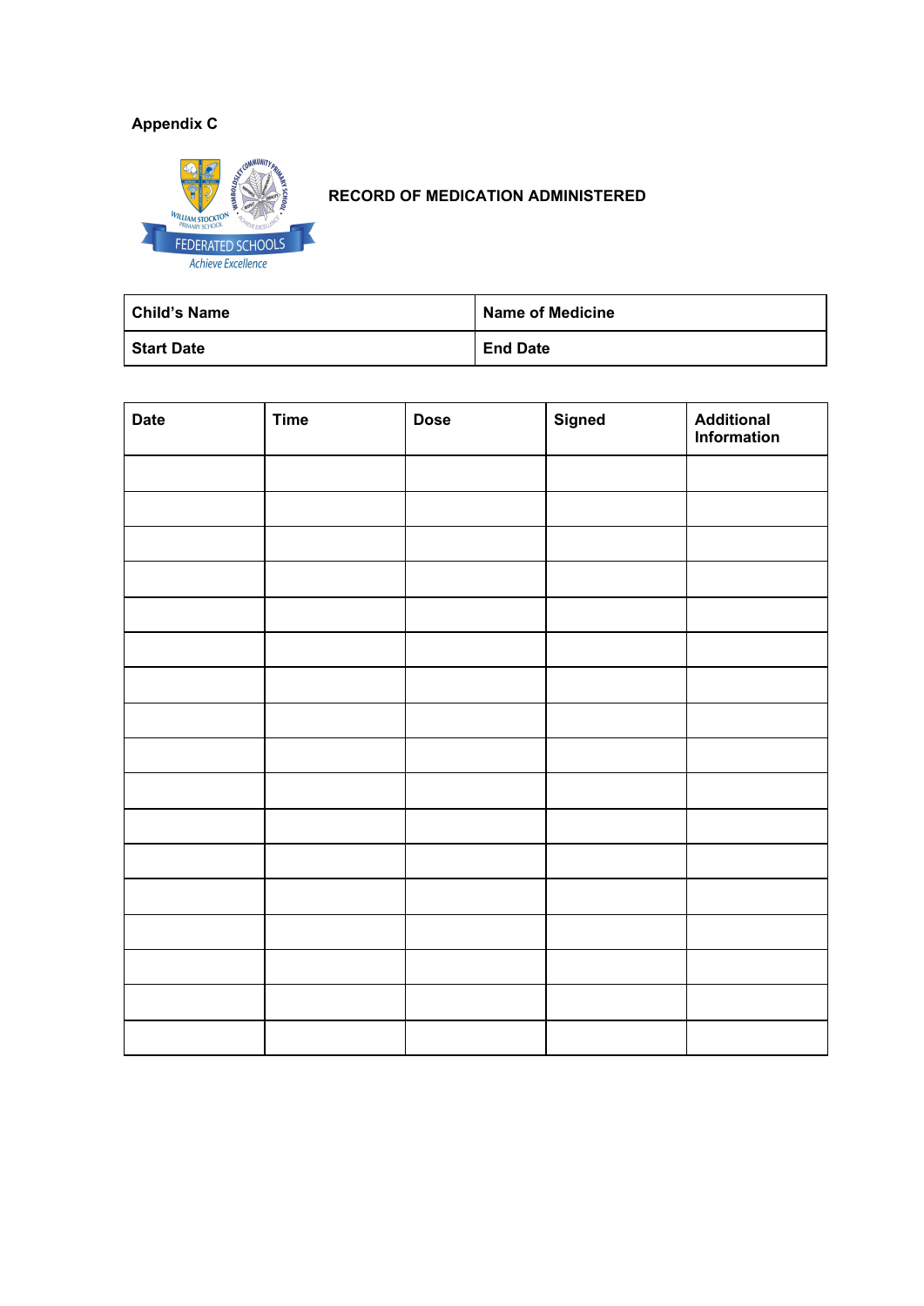**Appendix C**

**RECORD OF MEDICATION ADMINISTERED**

| Child's Name | Name of Medicine |
|---|---|
| Start Date | End Date |

| Date | Time | Dose | Signed | Additional Information |
|---|---|---|---|---|
| | | | | |
| | | | | |
| | | | | |
| | | | | |
| | | | | |
| | | | | |
| | | | | |
| | | | | |
| | | | | |
| | | | | |
| | | | | |
| | | | | |
| | | | | |
| | | | | |
| | | | | |
| | | | | |
| | | | | |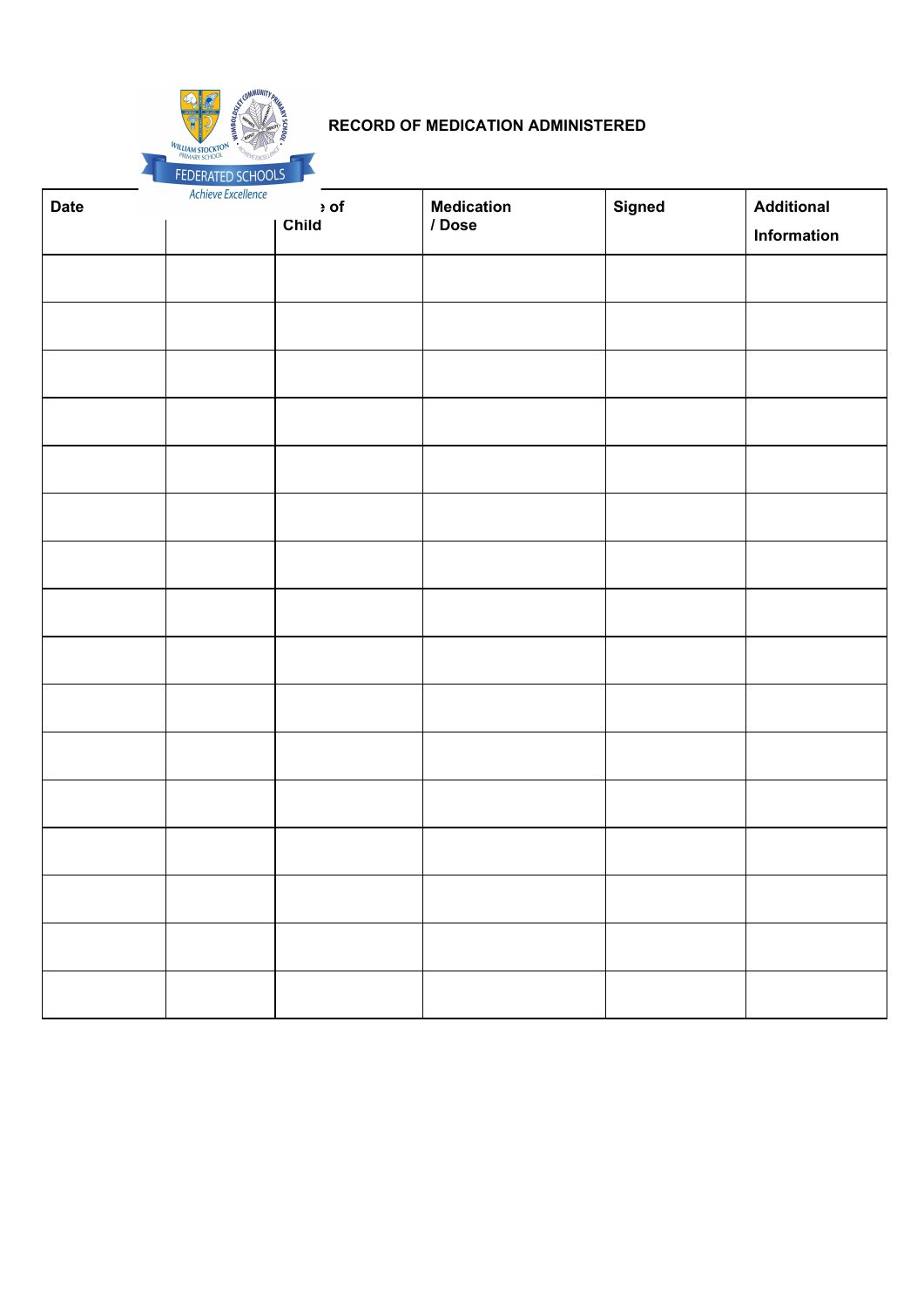# RECORD OF MEDICATION ADMINISTERED

| Date | | e of Child | Medication / Dose | Signed | Additional Information |
|---|---|---|---|---|---|
| | | | | | |
| | | | | | |
| | | | | | |
| | | | | | |
| | | | | | |
| | | | | | |
| | | | | | |
| | | | | | |
| | | | | | |
| | | | | | |
| | | | | | |
| | | | | | |
| | | | | | |
| | | | | | |
| | | | | | |
| | | | | | |